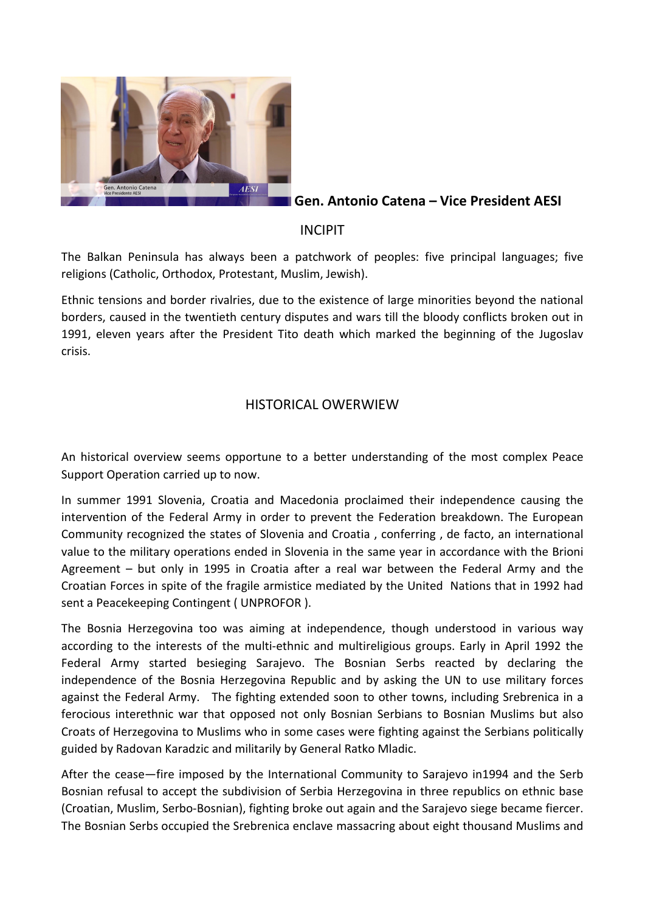**Gen. Antonio Catena – Vice President AESI**

## INCIPIT

The Balkan Peninsula has always been a patchwork of peoples: five principal languages; five religions (Catholic, Orthodox, Protestant, Muslim, Jewish).

Ethnic tensions and border rivalries, due to the existence of large minorities beyond the national borders, caused in the twentieth century disputes and wars till the bloody conflicts broken out in 1991, eleven years after the President Tito death which marked the beginning of the Jugoslav crisis.

## HISTORICAL OWERWIEW

An historical overview seems opportune to a better understanding of the most complex Peace Support Operation carried up to now.

In summer 1991 Slovenia, Croatia and Macedonia proclaimed their independence causing the intervention of the Federal Army in order to prevent the Federation breakdown. The European Community recognized the states of Slovenia and Croatia , conferring , de facto, an international value to the military operations ended in Slovenia in the same year in accordance with the Brioni Agreement – but only in 1995 in Croatia after a real war between the Federal Army and the Croatian Forces in spite of the fragile armistice mediated by the United Nations that in 1992 had sent a Peacekeeping Contingent ( UNPROFOR ).

The Bosnia Herzegovina too was aiming at independence, though understood in various way according to the interests of the multi-ethnic and multireligious groups. Early in April 1992 the Federal Army started besieging Sarajevo. The Bosnian Serbs reacted by declaring the independence of the Bosnia Herzegovina Republic and by asking the UN to use military forces against the Federal Army. The fighting extended soon to other towns, including Srebrenica in a ferocious interethnic war that opposed not only Bosnian Serbians to Bosnian Muslims but also Croats of Herzegovina to Muslims who in some cases were fighting against the Serbians politically guided by Radovan Karadzic and militarily by General Ratko Mladic.

After the cease—fire imposed by the International Community to Sarajevo in1994 and the Serb Bosnian refusal to accept the subdivision of Serbia Herzegovina in three republics on ethnic base (Croatian, Muslim, Serbo-Bosnian), fighting broke out again and the Sarajevo siege became fiercer. The Bosnian Serbs occupied the Srebrenica enclave massacring about eight thousand Muslims and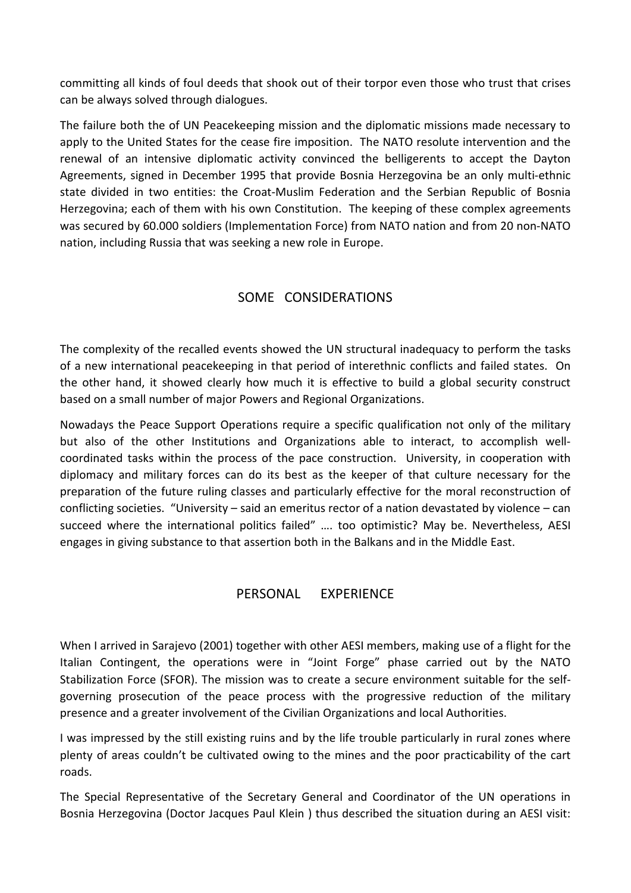committing all kinds of foul deeds that shook out of their torpor even those who trust that crises can be always solved through dialogues.

The failure both the of UN Peacekeeping mission and the diplomatic missions made necessary to apply to the United States for the cease fire imposition. The NATO resolute intervention and the renewal of an intensive diplomatic activity convinced the belligerents to accept the Dayton Agreements, signed in December 1995 that provide Bosnia Herzegovina be an only multi-ethnic state divided in two entities: the Croat-Muslim Federation and the Serbian Republic of Bosnia Herzegovina; each of them with his own Constitution. The keeping of these complex agreements was secured by 60.000 soldiers (Implementation Force) from NATO nation and from 20 non-NATO nation, including Russia that was seeking a new role in Europe.

## SOME CONSIDERATIONS

The complexity of the recalled events showed the UN structural inadequacy to perform the tasks of a new international peacekeeping in that period of interethnic conflicts and failed states. On the other hand, it showed clearly how much it is effective to build a global security construct based on a small number of major Powers and Regional Organizations.

Nowadays the Peace Support Operations require a specific qualification not only of the military but also of the other Institutions and Organizations able to interact, to accomplish well-coordinated tasks within the process of the pace construction. University, in cooperation with diplomacy and military forces can do its best as the keeper of that culture necessary for the preparation of the future ruling classes and particularly effective for the moral reconstruction of conflicting societies. "University – said an emeritus rector of a nation devastated by violence – can succeed where the international politics failed" …. too optimistic? May be. Nevertheless, AESI engages in giving substance to that assertion both in the Balkans and in the Middle East.

## PERSONAL EXPERIENCE

When I arrived in Sarajevo (2001) together with other AESI members, making use of a flight for the Italian Contingent, the operations were in "Joint Forge" phase carried out by the NATO Stabilization Force (SFOR). The mission was to create a secure environment suitable for the self-governing prosecution of the peace process with the progressive reduction of the military presence and a greater involvement of the Civilian Organizations and local Authorities.

I was impressed by the still existing ruins and by the life trouble particularly in rural zones where plenty of areas couldn't be cultivated owing to the mines and the poor practicability of the cart roads.

The Special Representative of the Secretary General and Coordinator of the UN operations in Bosnia Herzegovina (Doctor Jacques Paul Klein ) thus described the situation during an AESI visit: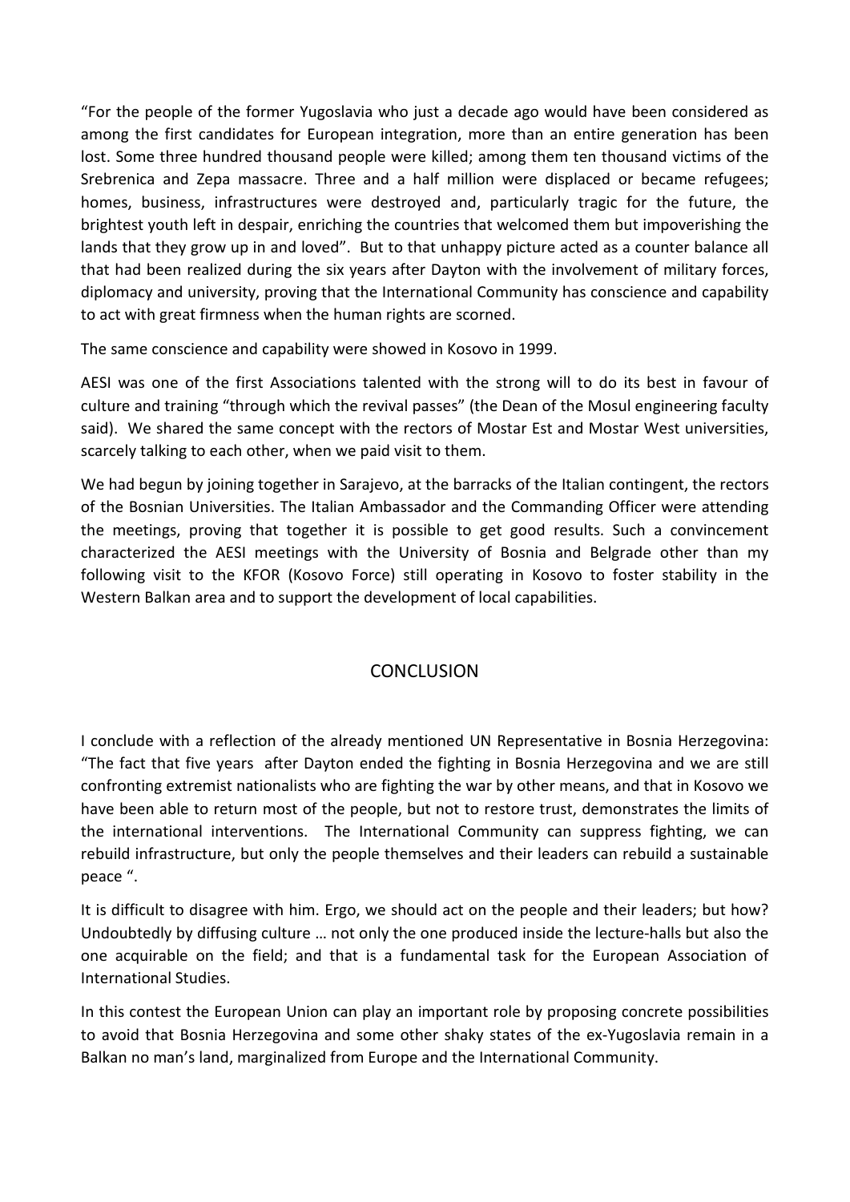"For the people of the former Yugoslavia who just a decade ago would have been considered as among the first candidates for European integration, more than an entire generation has been lost. Some three hundred thousand people were killed; among them ten thousand victims of the Srebrenica and Zepa massacre. Three and a half million were displaced or became refugees; homes, business, infrastructures were destroyed and, particularly tragic for the future, the brightest youth left in despair, enriching the countries that welcomed them but impoverishing the lands that they grow up in and loved". But to that unhappy picture acted as a counter balance all that had been realized during the six years after Dayton with the involvement of military forces, diplomacy and university, proving that the International Community has conscience and capability to act with great firmness when the human rights are scorned.

The same conscience and capability were showed in Kosovo in 1999.

AESI was one of the first Associations talented with the strong will to do its best in favour of culture and training "through which the revival passes" (the Dean of the Mosul engineering faculty said). We shared the same concept with the rectors of Mostar Est and Mostar West universities, scarcely talking to each other, when we paid visit to them.

We had begun by joining together in Sarajevo, at the barracks of the Italian contingent, the rectors of the Bosnian Universities. The Italian Ambassador and the Commanding Officer were attending the meetings, proving that together it is possible to get good results. Such a convincement characterized the AESI meetings with the University of Bosnia and Belgrade other than my following visit to the KFOR (Kosovo Force) still operating in Kosovo to foster stability in the Western Balkan area and to support the development of local capabilities.

## CONCLUSION

I conclude with a reflection of the already mentioned UN Representative in Bosnia Herzegovina: "The fact that five years after Dayton ended the fighting in Bosnia Herzegovina and we are still confronting extremist nationalists who are fighting the war by other means, and that in Kosovo we have been able to return most of the people, but not to restore trust, demonstrates the limits of the international interventions. The International Community can suppress fighting, we can rebuild infrastructure, but only the people themselves and their leaders can rebuild a sustainable peace ".

It is difficult to disagree with him. Ergo, we should act on the people and their leaders; but how? Undoubtedly by diffusing culture … not only the one produced inside the lecture-halls but also the one acquirable on the field; and that is a fundamental task for the European Association of International Studies.

In this contest the European Union can play an important role by proposing concrete possibilities to avoid that Bosnia Herzegovina and some other shaky states of the ex-Yugoslavia remain in a Balkan no man's land, marginalized from Europe and the International Community.